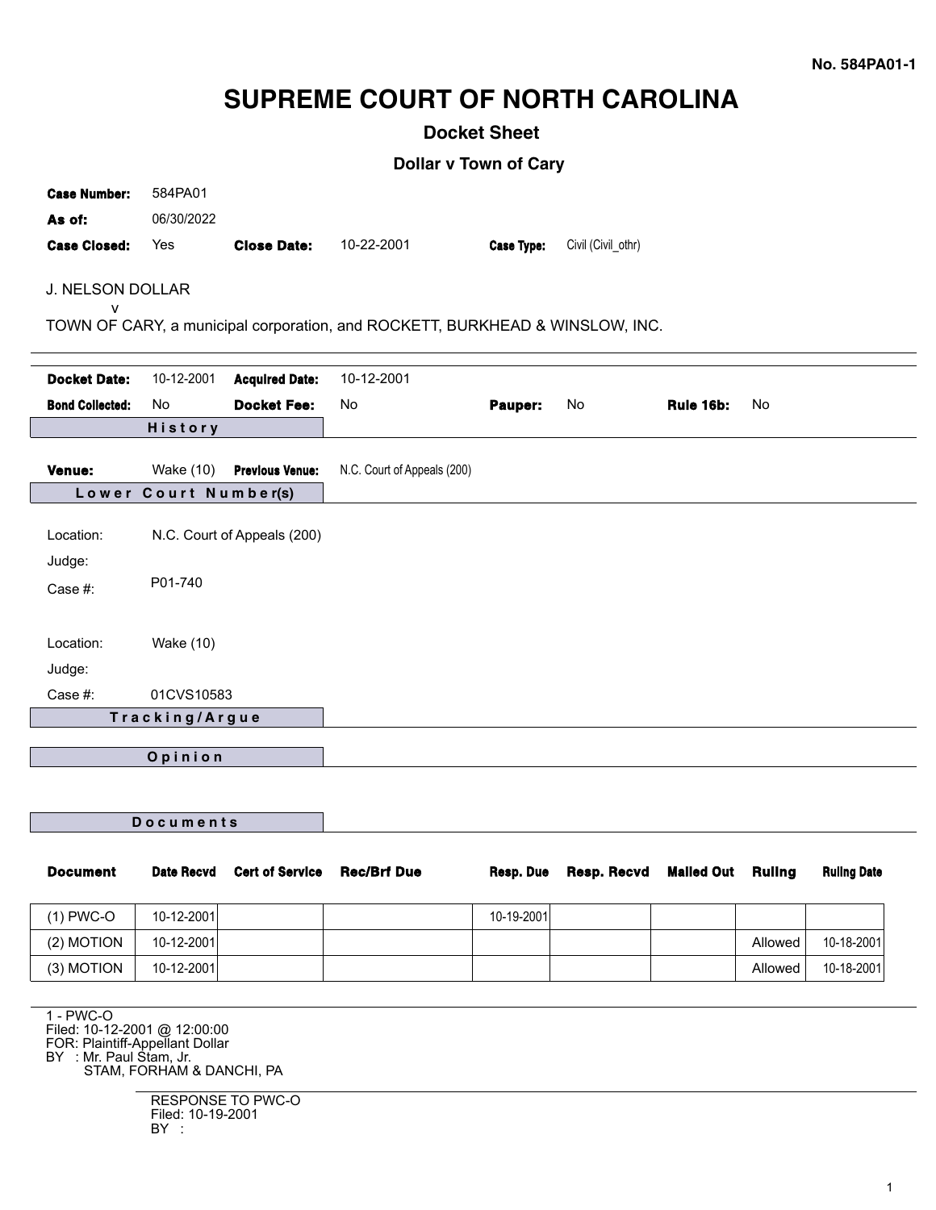No. 584PA01-1

# SUPREME COURT OF NORTH CAROLINA

## Docket Sheet

### Dollar v Town of Cary

**Case Number:** 584PA01
**As of:** 06/30/2022
**Case Closed:** Yes **Close Date:** 10-22-2001 **Case Type:** Civil (Civil_othr)

J. NELSON DOLLAR
v
TOWN OF CARY, a municipal corporation, and ROCKETT, BURKHEAD & WINSLOW, INC.

**Docket Date:** 10-12-2001 **Acquired Date:** 10-12-2001
**Bond Collected:** No **Docket Fee:** No **Pauper:** No **Rule 16b:** No

**History**

**Venue:** Wake (10) **Previous Venue:** N.C. Court of Appeals (200)

**Lower Court Number(s)**

Location: N.C. Court of Appeals (200)
Judge:
Case #: P01-740

Location: Wake (10)
Judge:
Case #: 01CVS10583

**Tracking/Argue**

**Opinion**

**Documents**

| Document | Date Recvd | Cert of Service | Rec/Brf Due | Resp. Due | Resp. Recvd | Mailed Out | Ruling | Ruling Date |
|---|---|---|---|---|---|---|---|---|
| (1) PWC-O | 10-12-2001 | | | 10-19-2001 | | | | |
| (2) MOTION | 10-12-2001 | | | | | | Allowed | 10-18-2001 |
| (3) MOTION | 10-12-2001 | | | | | | Allowed | 10-18-2001 |

1 - PWC-O
Filed: 10-12-2001 @ 12:00:00
FOR: Plaintiff-Appellant Dollar
BY : Mr. Paul Stam, Jr.
STAM, FORHAM & DANCHI, PA

RESPONSE TO PWC-O
Filed: 10-19-2001
BY :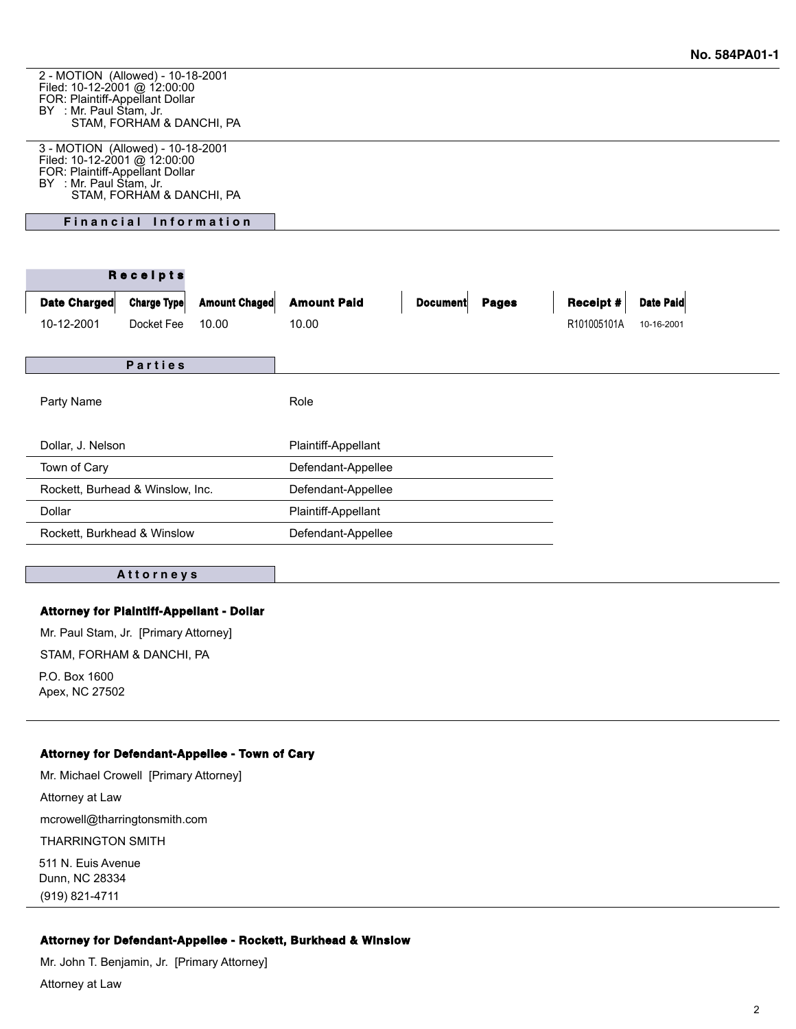2 - MOTION (Allowed) - 10-18-2001
Filed: 10-12-2001 @ 12:00:00
FOR: Plaintiff-Appellant Dollar
BY : Mr. Paul Stam, Jr.
STAM, FORHAM & DANCHI, PA

3 - MOTION (Allowed) - 10-18-2001
Filed: 10-12-2001 @ 12:00:00
FOR: Plaintiff-Appellant Dollar
BY : Mr. Paul Stam, Jr.
STAM, FORHAM & DANCHI, PA

## Financial Information

### Receipts

| Date Charged | Charge Type | Amount Chaged | Amount Paid | Document | Pages | Receipt # | Date Paid |
|---|---|---|---|---|---|---|---|
| 10-12-2001 | Docket Fee | 10.00 | 10.00 | | | R101005101A | 10-16-2001 |

## Parties

| Party Name | Role |
|---|---|
| Dollar, J. Nelson | Plaintiff-Appellant |
| Town of Cary | Defendant-Appellee |
| Rockett, Burhead & Winslow, Inc. | Defendant-Appellee |
| Dollar | Plaintiff-Appellant |
| Rockett, Burkhead & Winslow | Defendant-Appellee |

## Attorneys

**Attorney for Plaintiff-Appellant - Dollar**

Mr. Paul Stam, Jr. [Primary Attorney]

STAM, FORHAM & DANCHI, PA

P.O. Box 1600
Apex, NC 27502

**Attorney for Defendant-Appellee - Town of Cary**

Mr. Michael Crowell [Primary Attorney]

Attorney at Law

mcrowell@tharringtonsmith.com

THARRINGTON SMITH

511 N. Euis Avenue
Dunn, NC 28334
(919) 821-4711

**Attorney for Defendant-Appellee - Rockett, Burkhead & Winslow**

Mr. John T. Benjamin, Jr. [Primary Attorney]

Attorney at Law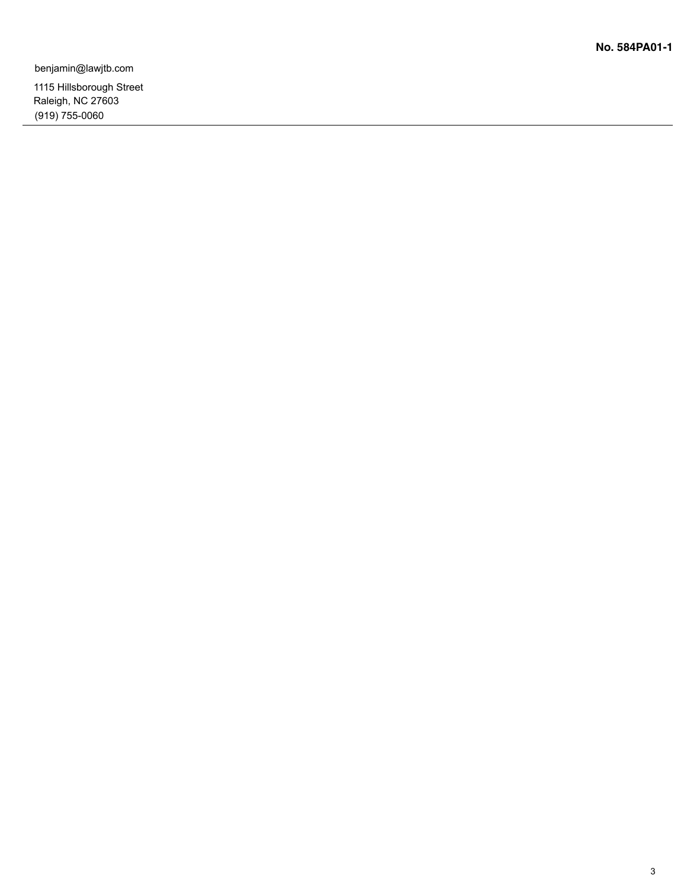benjamin@lawjtb.com

1115 Hillsborough Street
Raleigh, NC 27603
(919) 755-0060